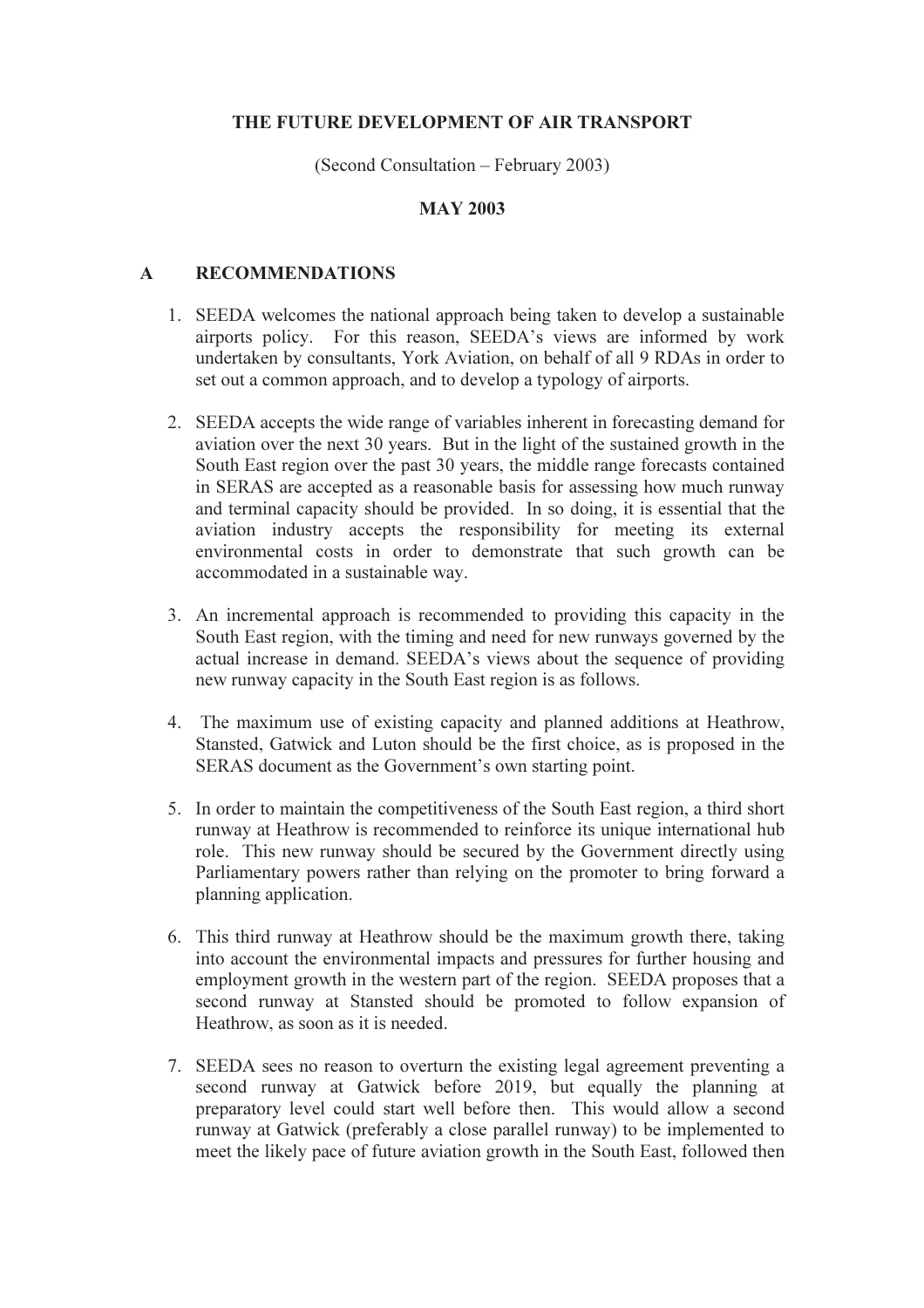**THE FUTURE DEVELOPMENT OF AIR TRANSPORT**

(Second Consultation – February 2003)

**MAY 2003**

## A RECOMMENDATIONS

1. SEEDA welcomes the national approach being taken to develop a sustainable airports policy. For this reason, SEEDA's views are informed by work undertaken by consultants, York Aviation, on behalf of all 9 RDAs in order to set out a common approach, and to develop a typology of airports.

2. SEEDA accepts the wide range of variables inherent in forecasting demand for aviation over the next 30 years. But in the light of the sustained growth in the South East region over the past 30 years, the middle range forecasts contained in SERAS are accepted as a reasonable basis for assessing how much runway and terminal capacity should be provided. In so doing, it is essential that the aviation industry accepts the responsibility for meeting its external environmental costs in order to demonstrate that such growth can be accommodated in a sustainable way.

3. An incremental approach is recommended to providing this capacity in the South East region, with the timing and need for new runways governed by the actual increase in demand. SEEDA's views about the sequence of providing new runway capacity in the South East region is as follows.

4. The maximum use of existing capacity and planned additions at Heathrow, Stansted, Gatwick and Luton should be the first choice, as is proposed in the SERAS document as the Government's own starting point.

5. In order to maintain the competitiveness of the South East region, a third short runway at Heathrow is recommended to reinforce its unique international hub role. This new runway should be secured by the Government directly using Parliamentary powers rather than relying on the promoter to bring forward a planning application.

6. This third runway at Heathrow should be the maximum growth there, taking into account the environmental impacts and pressures for further housing and employment growth in the western part of the region. SEEDA proposes that a second runway at Stansted should be promoted to follow expansion of Heathrow, as soon as it is needed.

7. SEEDA sees no reason to overturn the existing legal agreement preventing a second runway at Gatwick before 2019, but equally the planning at preparatory level could start well before then. This would allow a second runway at Gatwick (preferably a close parallel runway) to be implemented to meet the likely pace of future aviation growth in the South East, followed then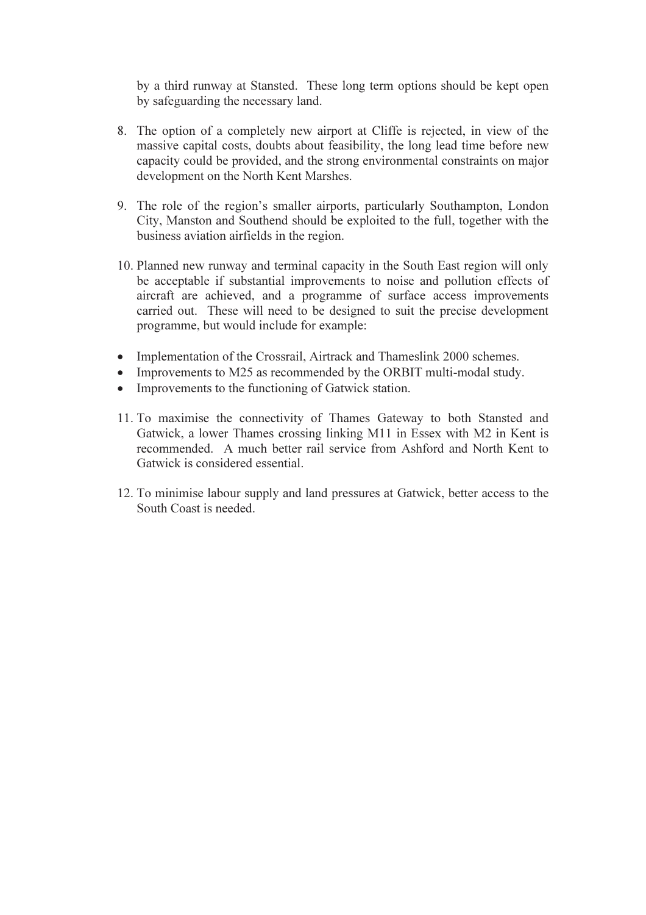by a third runway at Stansted. These long term options should be kept open by safeguarding the necessary land.

8. The option of a completely new airport at Cliffe is rejected, in view of the massive capital costs, doubts about feasibility, the long lead time before new capacity could be provided, and the strong environmental constraints on major development on the North Kent Marshes.

9. The role of the region's smaller airports, particularly Southampton, London City, Manston and Southend should be exploited to the full, together with the business aviation airfields in the region.

10. Planned new runway and terminal capacity in the South East region will only be acceptable if substantial improvements to noise and pollution effects of aircraft are achieved, and a programme of surface access improvements carried out. These will need to be designed to suit the precise development programme, but would include for example:

- Implementation of the Crossrail, Airtrack and Thameslink 2000 schemes.
- Improvements to M25 as recommended by the ORBIT multi-modal study.
- Improvements to the functioning of Gatwick station.

11. To maximise the connectivity of Thames Gateway to both Stansted and Gatwick, a lower Thames crossing linking M11 in Essex with M2 in Kent is recommended. A much better rail service from Ashford and North Kent to Gatwick is considered essential.

12. To minimise labour supply and land pressures at Gatwick, better access to the South Coast is needed.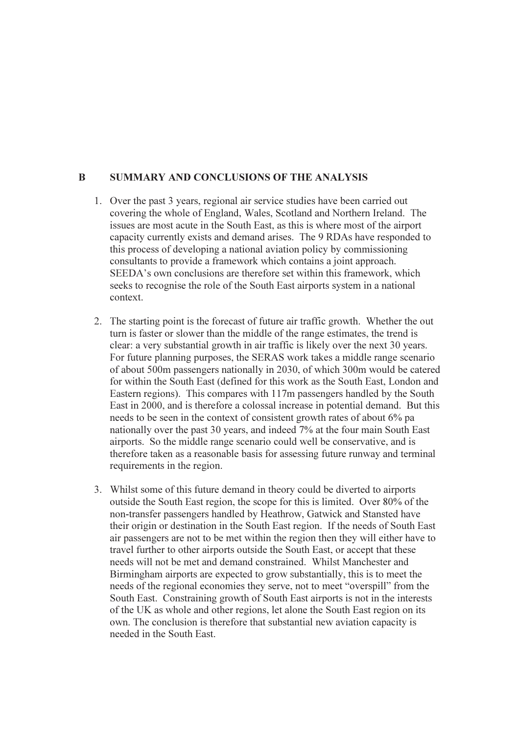## B SUMMARY AND CONCLUSIONS OF THE ANALYSIS

1. Over the past 3 years, regional air service studies have been carried out covering the whole of England, Wales, Scotland and Northern Ireland. The issues are most acute in the South East, as this is where most of the airport capacity currently exists and demand arises. The 9 RDAs have responded to this process of developing a national aviation policy by commissioning consultants to provide a framework which contains a joint approach. SEEDA's own conclusions are therefore set within this framework, which seeks to recognise the role of the South East airports system in a national context.

2. The starting point is the forecast of future air traffic growth. Whether the out turn is faster or slower than the middle of the range estimates, the trend is clear: a very substantial growth in air traffic is likely over the next 30 years. For future planning purposes, the SERAS work takes a middle range scenario of about 500m passengers nationally in 2030, of which 300m would be catered for within the South East (defined for this work as the South East, London and Eastern regions). This compares with 117m passengers handled by the South East in 2000, and is therefore a colossal increase in potential demand. But this needs to be seen in the context of consistent growth rates of about 6% pa nationally over the past 30 years, and indeed 7% at the four main South East airports. So the middle range scenario could well be conservative, and is therefore taken as a reasonable basis for assessing future runway and terminal requirements in the region.

3. Whilst some of this future demand in theory could be diverted to airports outside the South East region, the scope for this is limited. Over 80% of the non-transfer passengers handled by Heathrow, Gatwick and Stansted have their origin or destination in the South East region. If the needs of South East air passengers are not to be met within the region then they will either have to travel further to other airports outside the South East, or accept that these needs will not be met and demand constrained. Whilst Manchester and Birmingham airports are expected to grow substantially, this is to meet the needs of the regional economies they serve, not to meet "overspill" from the South East. Constraining growth of South East airports is not in the interests of the UK as whole and other regions, let alone the South East region on its own. The conclusion is therefore that substantial new aviation capacity is needed in the South East.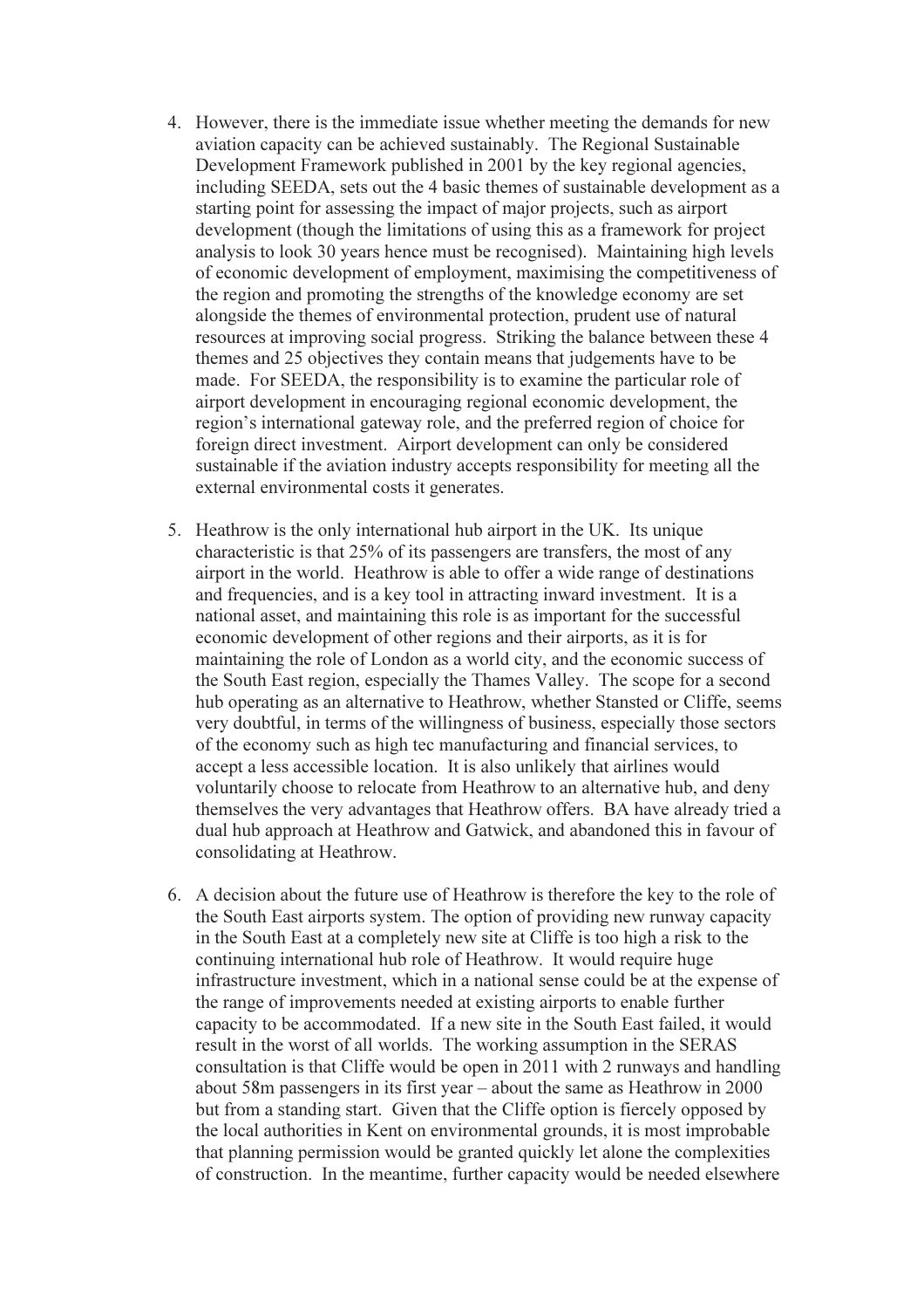4. However, there is the immediate issue whether meeting the demands for new aviation capacity can be achieved sustainably. The Regional Sustainable Development Framework published in 2001 by the key regional agencies, including SEEDA, sets out the 4 basic themes of sustainable development as a starting point for assessing the impact of major projects, such as airport development (though the limitations of using this as a framework for project analysis to look 30 years hence must be recognised). Maintaining high levels of economic development of employment, maximising the competitiveness of the region and promoting the strengths of the knowledge economy are set alongside the themes of environmental protection, prudent use of natural resources at improving social progress. Striking the balance between these 4 themes and 25 objectives they contain means that judgements have to be made. For SEEDA, the responsibility is to examine the particular role of airport development in encouraging regional economic development, the region's international gateway role, and the preferred region of choice for foreign direct investment. Airport development can only be considered sustainable if the aviation industry accepts responsibility for meeting all the external environmental costs it generates.

5. Heathrow is the only international hub airport in the UK. Its unique characteristic is that 25% of its passengers are transfers, the most of any airport in the world. Heathrow is able to offer a wide range of destinations and frequencies, and is a key tool in attracting inward investment. It is a national asset, and maintaining this role is as important for the successful economic development of other regions and their airports, as it is for maintaining the role of London as a world city, and the economic success of the South East region, especially the Thames Valley. The scope for a second hub operating as an alternative to Heathrow, whether Stansted or Cliffe, seems very doubtful, in terms of the willingness of business, especially those sectors of the economy such as high tec manufacturing and financial services, to accept a less accessible location. It is also unlikely that airlines would voluntarily choose to relocate from Heathrow to an alternative hub, and deny themselves the very advantages that Heathrow offers. BA have already tried a dual hub approach at Heathrow and Gatwick, and abandoned this in favour of consolidating at Heathrow.

6. A decision about the future use of Heathrow is therefore the key to the role of the South East airports system. The option of providing new runway capacity in the South East at a completely new site at Cliffe is too high a risk to the continuing international hub role of Heathrow. It would require huge infrastructure investment, which in a national sense could be at the expense of the range of improvements needed at existing airports to enable further capacity to be accommodated. If a new site in the South East failed, it would result in the worst of all worlds. The working assumption in the SERAS consultation is that Cliffe would be open in 2011 with 2 runways and handling about 58m passengers in its first year – about the same as Heathrow in 2000 but from a standing start. Given that the Cliffe option is fiercely opposed by the local authorities in Kent on environmental grounds, it is most improbable that planning permission would be granted quickly let alone the complexities of construction. In the meantime, further capacity would be needed elsewhere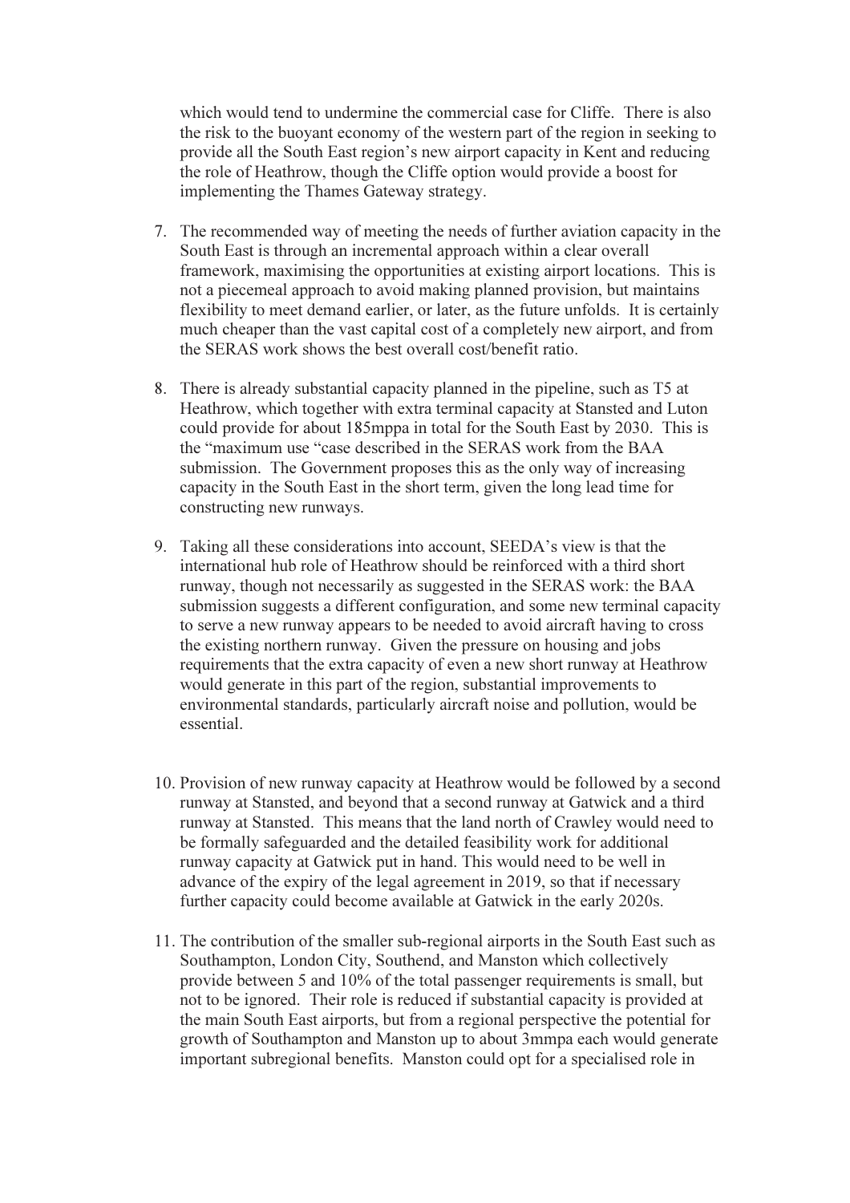which would tend to undermine the commercial case for Cliffe. There is also the risk to the buoyant economy of the western part of the region in seeking to provide all the South East region's new airport capacity in Kent and reducing the role of Heathrow, though the Cliffe option would provide a boost for implementing the Thames Gateway strategy.

7. The recommended way of meeting the needs of further aviation capacity in the South East is through an incremental approach within a clear overall framework, maximising the opportunities at existing airport locations. This is not a piecemeal approach to avoid making planned provision, but maintains flexibility to meet demand earlier, or later, as the future unfolds. It is certainly much cheaper than the vast capital cost of a completely new airport, and from the SERAS work shows the best overall cost/benefit ratio.

8. There is already substantial capacity planned in the pipeline, such as T5 at Heathrow, which together with extra terminal capacity at Stansted and Luton could provide for about 185mppa in total for the South East by 2030. This is the "maximum use "case described in the SERAS work from the BAA submission. The Government proposes this as the only way of increasing capacity in the South East in the short term, given the long lead time for constructing new runways.

9. Taking all these considerations into account, SEEDA's view is that the international hub role of Heathrow should be reinforced with a third short runway, though not necessarily as suggested in the SERAS work: the BAA submission suggests a different configuration, and some new terminal capacity to serve a new runway appears to be needed to avoid aircraft having to cross the existing northern runway. Given the pressure on housing and jobs requirements that the extra capacity of even a new short runway at Heathrow would generate in this part of the region, substantial improvements to environmental standards, particularly aircraft noise and pollution, would be essential.

10. Provision of new runway capacity at Heathrow would be followed by a second runway at Stansted, and beyond that a second runway at Gatwick and a third runway at Stansted. This means that the land north of Crawley would need to be formally safeguarded and the detailed feasibility work for additional runway capacity at Gatwick put in hand. This would need to be well in advance of the expiry of the legal agreement in 2019, so that if necessary further capacity could become available at Gatwick in the early 2020s.

11. The contribution of the smaller sub-regional airports in the South East such as Southampton, London City, Southend, and Manston which collectively provide between 5 and 10% of the total passenger requirements is small, but not to be ignored. Their role is reduced if substantial capacity is provided at the main South East airports, but from a regional perspective the potential for growth of Southampton and Manston up to about 3mmpa each would generate important subregional benefits. Manston could opt for a specialised role in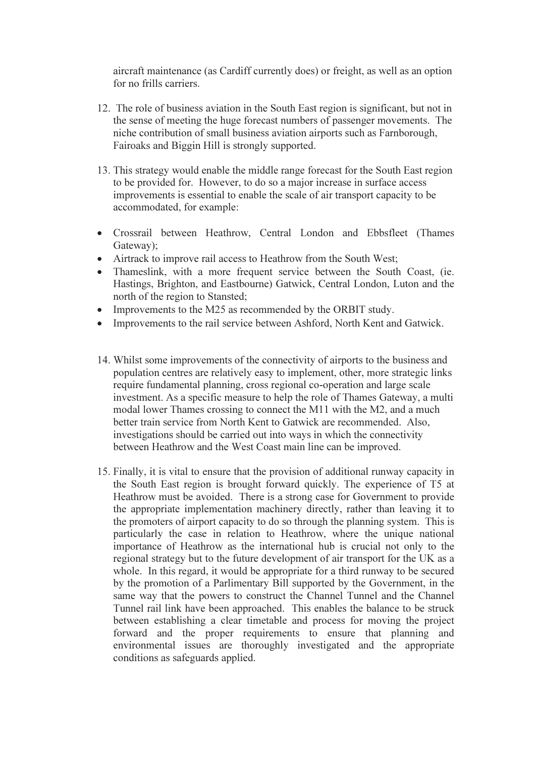aircraft maintenance (as Cardiff currently does) or freight, as well as an option for no frills carriers.

12. The role of business aviation in the South East region is significant, but not in the sense of meeting the huge forecast numbers of passenger movements. The niche contribution of small business aviation airports such as Farnborough, Fairoaks and Biggin Hill is strongly supported.

13. This strategy would enable the middle range forecast for the South East region to be provided for. However, to do so a major increase in surface access improvements is essential to enable the scale of air transport capacity to be accommodated, for example:

- Crossrail between Heathrow, Central London and Ebbsfleet (Thames Gateway);
- Airtrack to improve rail access to Heathrow from the South West;
- Thameslink, with a more frequent service between the South Coast, (ie. Hastings, Brighton, and Eastbourne) Gatwick, Central London, Luton and the north of the region to Stansted;
- Improvements to the M25 as recommended by the ORBIT study.
- Improvements to the rail service between Ashford, North Kent and Gatwick.

14. Whilst some improvements of the connectivity of airports to the business and population centres are relatively easy to implement, other, more strategic links require fundamental planning, cross regional co-operation and large scale investment. As a specific measure to help the role of Thames Gateway, a multi modal lower Thames crossing to connect the M11 with the M2, and a much better train service from North Kent to Gatwick are recommended. Also, investigations should be carried out into ways in which the connectivity between Heathrow and the West Coast main line can be improved.

15. Finally, it is vital to ensure that the provision of additional runway capacity in the South East region is brought forward quickly. The experience of T5 at Heathrow must be avoided. There is a strong case for Government to provide the appropriate implementation machinery directly, rather than leaving it to the promoters of airport capacity to do so through the planning system. This is particularly the case in relation to Heathrow, where the unique national importance of Heathrow as the international hub is crucial not only to the regional strategy but to the future development of air transport for the UK as a whole. In this regard, it would be appropriate for a third runway to be secured by the promotion of a Parlimentary Bill supported by the Government, in the same way that the powers to construct the Channel Tunnel and the Channel Tunnel rail link have been approached. This enables the balance to be struck between establishing a clear timetable and process for moving the project forward and the proper requirements to ensure that planning and environmental issues are thoroughly investigated and the appropriate conditions as safeguards applied.